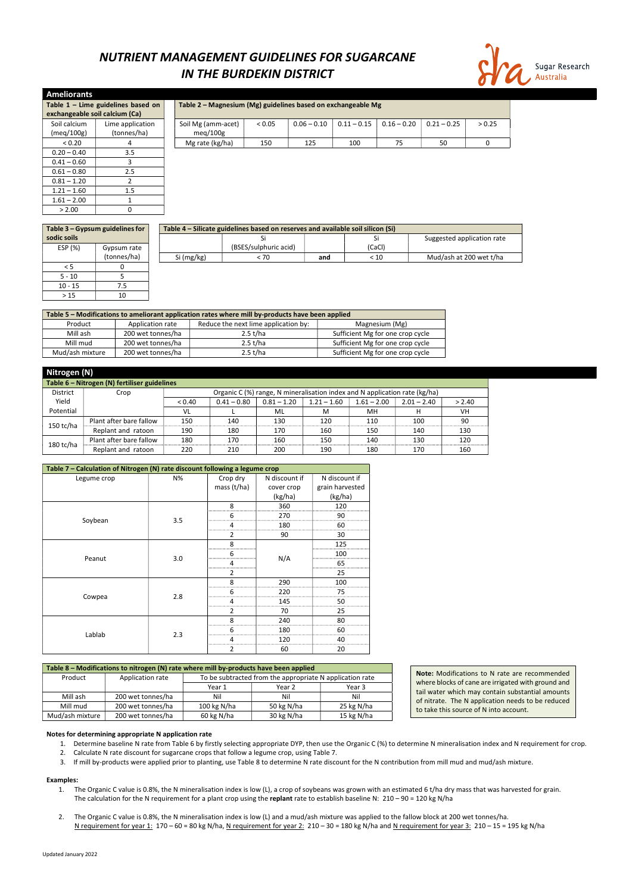# NUTRIENT MANAGEMENT GUIDELINES FOR SUGARCANE IN THE BURDEKIN DISTRICT

Sugar Research Australia

## Ameliorants

**Table 1 – Lime guidelines based on exchangeable soil calcium (Ca)**

| Soil calcium (meq/100g) | Lime application (tonnes/ha) |
|---|---|
| < 0.20 | 4 |
| 0.20 – 0.40 | 3.5 |
| 0.41 – 0.60 | 3 |
| 0.61 – 0.80 | 2.5 |
| 0.81 – 1.20 | 2 |
| 1.21 – 1.60 | 1.5 |
| 1.61 – 2.00 | 1 |
| > 2.00 | 0 |

**Table 2 – Magnesium (Mg) guidelines based on exchangeable Mg**

| Soil Mg (amm-acet) meq/100g | < 0.05 | 0.06 – 0.10 | 0.11 – 0.15 | 0.16 – 0.20 | 0.21 – 0.25 | > 0.25 |
|---|---|---|---|---|---|---|
| Mg rate (kg/ha) | 150 | 125 | 100 | 75 | 50 | 0 |

**Table 3 – Gypsum guidelines for sodic soils**

| ESP (%) | Gypsum rate (tonnes/ha) |
|---|---|
| < 5 | 0 |
| 5 - 10 | 5 |
| 10 - 15 | 7.5 |
| > 15 | 10 |

**Table 4 – Silicate guidelines based on reserves and available soil silicon (Si)**

| | Si (BSES/sulphuric acid) | | Si (CaCl) | Suggested application rate |
|---|---|---|---|---|
| Si (mg/kg) | < 70 | and | < 10 | Mud/ash at 200 wet t/ha |

**Table 5 – Modifications to ameliorant application rates where mill by-products have been applied**

| Product | Application rate | Reduce the next lime application by: | Magnesium (Mg) |
|---|---|---|---|
| Mill ash | 200 wet tonnes/ha | 2.5 t/ha | Sufficient Mg for one crop cycle |
| Mill mud | 200 wet tonnes/ha | 2.5 t/ha | Sufficient Mg for one crop cycle |
| Mud/ash mixture | 200 wet tonnes/ha | 2.5 t/ha | Sufficient Mg for one crop cycle |

## Nitrogen (N)

**Table 6 – Nitrogen (N) fertiliser guidelines**

| District Yield Potential | Crop | Organic C (%) range, N mineralisation index and N application rate (kg/ha) | | | | | | |
|---|---|---|---|---|---|---|---|---|
| | | < 0.40 | 0.41 – 0.80 | 0.81 – 1.20 | 1.21 – 1.60 | 1.61 – 2.00 | 2.01 – 2.40 | > 2.40 |
| | | VL | L | ML | M | MH | H | VH |
| 150 tc/ha | Plant after bare fallow | 150 | 140 | 130 | 120 | 110 | 100 | 90 |
| | Replant and ratoon | 190 | 180 | 170 | 160 | 150 | 140 | 130 |
| 180 tc/ha | Plant after bare fallow | 180 | 170 | 160 | 150 | 140 | 130 | 120 |
| | Replant and ratoon | 220 | 210 | 200 | 190 | 180 | 170 | 160 |

**Table 7 – Calculation of Nitrogen (N) rate discount following a legume crop**

| Legume crop | N% | Crop dry mass (t/ha) | N discount if cover crop (kg/ha) | N discount if grain harvested (kg/ha) |
|---|---|---|---|---|
| Soybean | 3.5 | 8 | 360 | 120 |
| | | 6 | 270 | 90 |
| | | 4 | 180 | 60 |
| | | 2 | 90 | 30 |
| Peanut | 3.0 | 8 | N/A | 125 |
| | | 6 | | 100 |
| | | 4 | | 65 |
| | | 2 | | 25 |
| Cowpea | 2.8 | 8 | 290 | 100 |
| | | 6 | 220 | 75 |
| | | 4 | 145 | 50 |
| | | 2 | 70 | 25 |
| Lablab | 2.3 | 8 | 240 | 80 |
| | | 6 | 180 | 60 |
| | | 4 | 120 | 40 |
| | | 2 | 60 | 20 |

**Table 8 – Modifications to nitrogen (N) rate where mill by-products have been applied**

| Product | Application rate | To be subtracted from the appropriate N application rate | | |
|---|---|---|---|---|
| | | Year 1 | Year 2 | Year 3 |
| Mill ash | 200 wet tonnes/ha | Nil | Nil | Nil |
| Mill mud | 200 wet tonnes/ha | 100 kg N/ha | 50 kg N/ha | 25 kg N/ha |
| Mud/ash mixture | 200 wet tonnes/ha | 60 kg N/ha | 30 kg N/ha | 15 kg N/ha |

**Note:** Modifications to N rate are recommended where blocks of cane are irrigated with ground and tail water which may contain substantial amounts of nitrate. The N application needs to be reduced to take this source of N into account.

**Notes for determining appropriate N application rate**

1. Determine baseline N rate from Table 6 by firstly selecting appropriate DYP, then use the Organic C (%) to determine N mineralisation index and N requirement for crop.
2. Calculate N rate discount for sugarcane crops that follow a legume crop, using Table 7.
3. If mill by-products were applied prior to planting, use Table 8 to determine N rate discount for the N contribution from mill mud and mud/ash mixture.

**Examples:**

1. The Organic C value is 0.8%, the N mineralisation index is low (L), a crop of soybeans was grown with an estimated 6 t/ha dry mass that was harvested for grain. The calculation for the N requirement for a plant crop using the **replant** rate to establish baseline N: 210 – 90 = 120 kg N/ha
2. The Organic C value is 0.8%, the N mineralisation index is low (L) and a mud/ash mixture was applied to the fallow block at 200 wet tonnes/ha. N requirement for year 1: 170 – 60 = 80 kg N/ha, N requirement for year 2: 210 – 30 = 180 kg N/ha and N requirement for year 3: 210 – 15 = 195 kg N/ha

Updated January 2022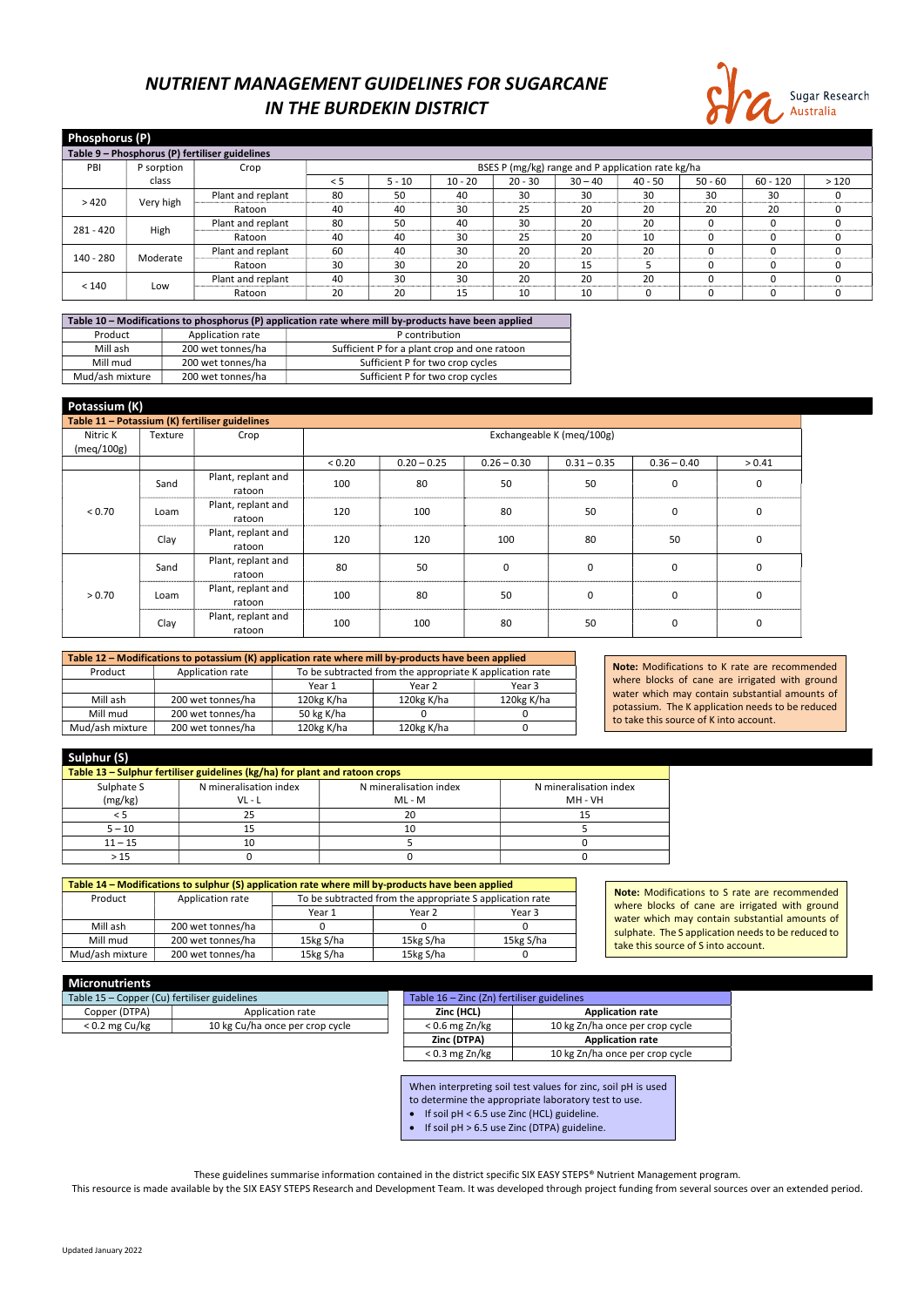# NUTRIENT MANAGEMENT GUIDELINES FOR SUGARCANE IN THE BURDEKIN DISTRICT

Sugar Research Australia

## Phosphorus (P)

**Table 9 – Phosphorus (P) fertiliser guidelines**

| PBI | P sorption class | Crop | BSES P (mg/kg) range and P application rate kg/ha | | | | | | | | |
|---|---|---|---|---|---|---|---|---|---|---|---|
| | | | < 5 | 5 - 10 | 10 - 20 | 20 - 30 | 30 – 40 | 40 - 50 | 50 - 60 | 60 - 120 | > 120 |
| > 420 | Very high | Plant and replant | 80 | 50 | 40 | 30 | 30 | 30 | 30 | 30 | 0 |
| | | Ratoon | 40 | 40 | 30 | 25 | 20 | 20 | 20 | 20 | 0 |
| 281 - 420 | High | Plant and replant | 80 | 50 | 40 | 30 | 20 | 20 | 0 | 0 | 0 |
| | | Ratoon | 40 | 40 | 30 | 25 | 20 | 10 | 0 | 0 | 0 |
| 140 - 280 | Moderate | Plant and replant | 60 | 40 | 30 | 20 | 20 | 20 | 0 | 0 | 0 |
| | | Ratoon | 30 | 30 | 20 | 20 | 15 | 5 | 0 | 0 | 0 |
| < 140 | Low | Plant and replant | 40 | 30 | 30 | 20 | 20 | 20 | 0 | 0 | 0 |
| | | Ratoon | 20 | 20 | 15 | 10 | 10 | 0 | 0 | 0 | 0 |

**Table 10 – Modifications to phosphorus (P) application rate where mill by-products have been applied**

| Product | Application rate | P contribution |
|---|---|---|
| Mill ash | 200 wet tonnes/ha | Sufficient P for a plant crop and one ratoon |
| Mill mud | 200 wet tonnes/ha | Sufficient P for two crop cycles |
| Mud/ash mixture | 200 wet tonnes/ha | Sufficient P for two crop cycles |

## Potassium (K)

**Table 11 – Potassium (K) fertiliser guidelines**

| Nitric K (meq/100g) | Texture | Crop | Exchangeable K (meq/100g) | | | | | |
|---|---|---|---|---|---|---|---|---|
| | | | < 0.20 | 0.20 – 0.25 | 0.26 – 0.30 | 0.31 – 0.35 | 0.36 – 0.40 | > 0.41 |
| < 0.70 | Sand | Plant, replant and ratoon | 100 | 80 | 50 | 50 | 0 | 0 |
| | Loam | Plant, replant and ratoon | 120 | 100 | 80 | 50 | 0 | 0 |
| | Clay | Plant, replant and ratoon | 120 | 120 | 100 | 80 | 50 | 0 |
| > 0.70 | Sand | Plant, replant and ratoon | 80 | 50 | 0 | 0 | 0 | 0 |
| | Loam | Plant, replant and ratoon | 100 | 80 | 50 | 0 | 0 | 0 |
| | Clay | Plant, replant and ratoon | 100 | 100 | 80 | 50 | 0 | 0 |

**Table 12 – Modifications to potassium (K) application rate where mill by-products have been applied**

| Product | Application rate | To be subtracted from the appropriate K application rate | | |
|---|---|---|---|---|
| | | Year 1 | Year 2 | Year 3 |
| Mill ash | 200 wet tonnes/ha | 120kg K/ha | 120kg K/ha | 120kg K/ha |
| Mill mud | 200 wet tonnes/ha | 50 kg K/ha | 0 | 0 |
| Mud/ash mixture | 200 wet tonnes/ha | 120kg K/ha | 120kg K/ha | 0 |

**Note:** Modifications to K rate are recommended where blocks of cane are irrigated with ground water which may contain substantial amounts of potassium. The K application needs to be reduced to take this source of K into account.

## Sulphur (S)

**Table 13 – Sulphur fertiliser guidelines (kg/ha) for plant and ratoon crops**

| Sulphate S (mg/kg) | N mineralisation index VL - L | N mineralisation index ML - M | N mineralisation index MH - VH |
|---|---|---|---|
| < 5 | 25 | 20 | 15 |
| 5 – 10 | 15 | 10 | 5 |
| 11 – 15 | 10 | 5 | 0 |
| > 15 | 0 | 0 | 0 |

**Table 14 – Modifications to sulphur (S) application rate where mill by-products have been applied**

| Product | Application rate | To be subtracted from the appropriate S application rate | | |
|---|---|---|---|---|
| | | Year 1 | Year 2 | Year 3 |
| Mill ash | 200 wet tonnes/ha | 0 | 0 | 0 |
| Mill mud | 200 wet tonnes/ha | 15kg S/ha | 15kg S/ha | 15kg S/ha |
| Mud/ash mixture | 200 wet tonnes/ha | 15kg S/ha | 15kg S/ha | 0 |

**Note:** Modifications to S rate are recommended where blocks of cane are irrigated with ground water which may contain substantial amounts of sulphate. The S application needs to be reduced to take this source of S into account.

## Micronutrients

Table 15 – Copper (Cu) fertiliser guidelines

| Copper (DTPA) | Application rate |
|---|---|
| < 0.2 mg Cu/kg | 10 kg Cu/ha once per crop cycle |

Table 16 – Zinc (Zn) fertiliser guidelines

| Zinc (HCL) | Application rate |
|---|---|
| < 0.6 mg Zn/kg | 10 kg Zn/ha once per crop cycle |
| **Zinc (DTPA)** | **Application rate** |
| < 0.3 mg Zn/kg | 10 kg Zn/ha once per crop cycle |

When interpreting soil test values for zinc, soil pH is used to determine the appropriate laboratory test to use.

- If soil pH < 6.5 use Zinc (HCL) guideline.
- If soil pH > 6.5 use Zinc (DTPA) guideline.

These guidelines summarise information contained in the district specific SIX EASY STEPS® Nutrient Management program.

This resource is made available by the SIX EASY STEPS Research and Development Team. It was developed through project funding from several sources over an extended period.

Updated January 2022